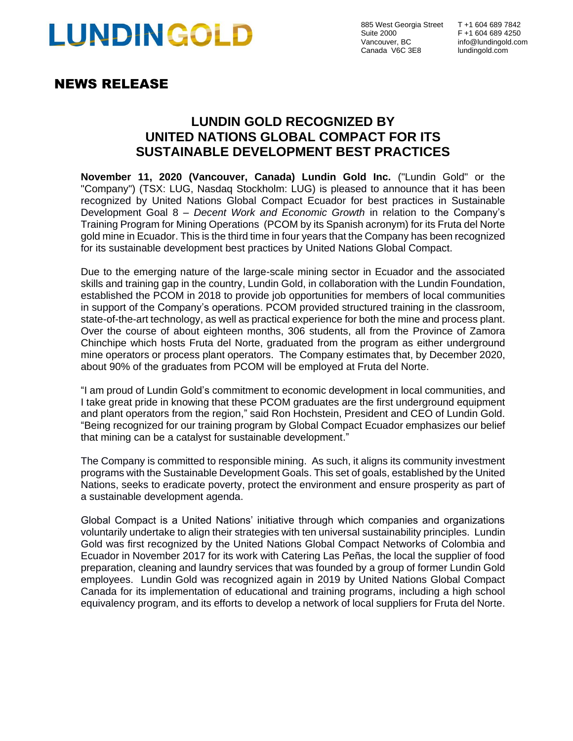LUNDIN GOLD

885 West Georgia Street
Suite 2000
Vancouver, BC
Canada V6C 3E8

T +1 604 689 7842
F +1 604 689 4250
info@lundingold.com
lundingold.com

## NEWS RELEASE

# LUNDIN GOLD RECOGNIZED BY UNITED NATIONS GLOBAL COMPACT FOR ITS SUSTAINABLE DEVELOPMENT BEST PRACTICES

**November 11, 2020 (Vancouver, Canada) Lundin Gold Inc.** ("Lundin Gold" or the "Company") (TSX: LUG, Nasdaq Stockholm: LUG) is pleased to announce that it has been recognized by United Nations Global Compact Ecuador for best practices in Sustainable Development Goal 8 – *Decent Work and Economic Growth* in relation to the Company's Training Program for Mining Operations (PCOM by its Spanish acronym) for its Fruta del Norte gold mine in Ecuador. This is the third time in four years that the Company has been recognized for its sustainable development best practices by United Nations Global Compact.

Due to the emerging nature of the large-scale mining sector in Ecuador and the associated skills and training gap in the country, Lundin Gold, in collaboration with the Lundin Foundation, established the PCOM in 2018 to provide job opportunities for members of local communities in support of the Company's operations. PCOM provided structured training in the classroom, state-of-the-art technology, as well as practical experience for both the mine and process plant. Over the course of about eighteen months, 306 students, all from the Province of Zamora Chinchipe which hosts Fruta del Norte, graduated from the program as either underground mine operators or process plant operators. The Company estimates that, by December 2020, about 90% of the graduates from PCOM will be employed at Fruta del Norte.

"I am proud of Lundin Gold's commitment to economic development in local communities, and I take great pride in knowing that these PCOM graduates are the first underground equipment and plant operators from the region," said Ron Hochstein, President and CEO of Lundin Gold. "Being recognized for our training program by Global Compact Ecuador emphasizes our belief that mining can be a catalyst for sustainable development."

The Company is committed to responsible mining. As such, it aligns its community investment programs with the Sustainable Development Goals. This set of goals, established by the United Nations, seeks to eradicate poverty, protect the environment and ensure prosperity as part of a sustainable development agenda.

Global Compact is a United Nations' initiative through which companies and organizations voluntarily undertake to align their strategies with ten universal sustainability principles. Lundin Gold was first recognized by the United Nations Global Compact Networks of Colombia and Ecuador in November 2017 for its work with Catering Las Peñas, the local the supplier of food preparation, cleaning and laundry services that was founded by a group of former Lundin Gold employees. Lundin Gold was recognized again in 2019 by United Nations Global Compact Canada for its implementation of educational and training programs, including a high school equivalency program, and its efforts to develop a network of local suppliers for Fruta del Norte.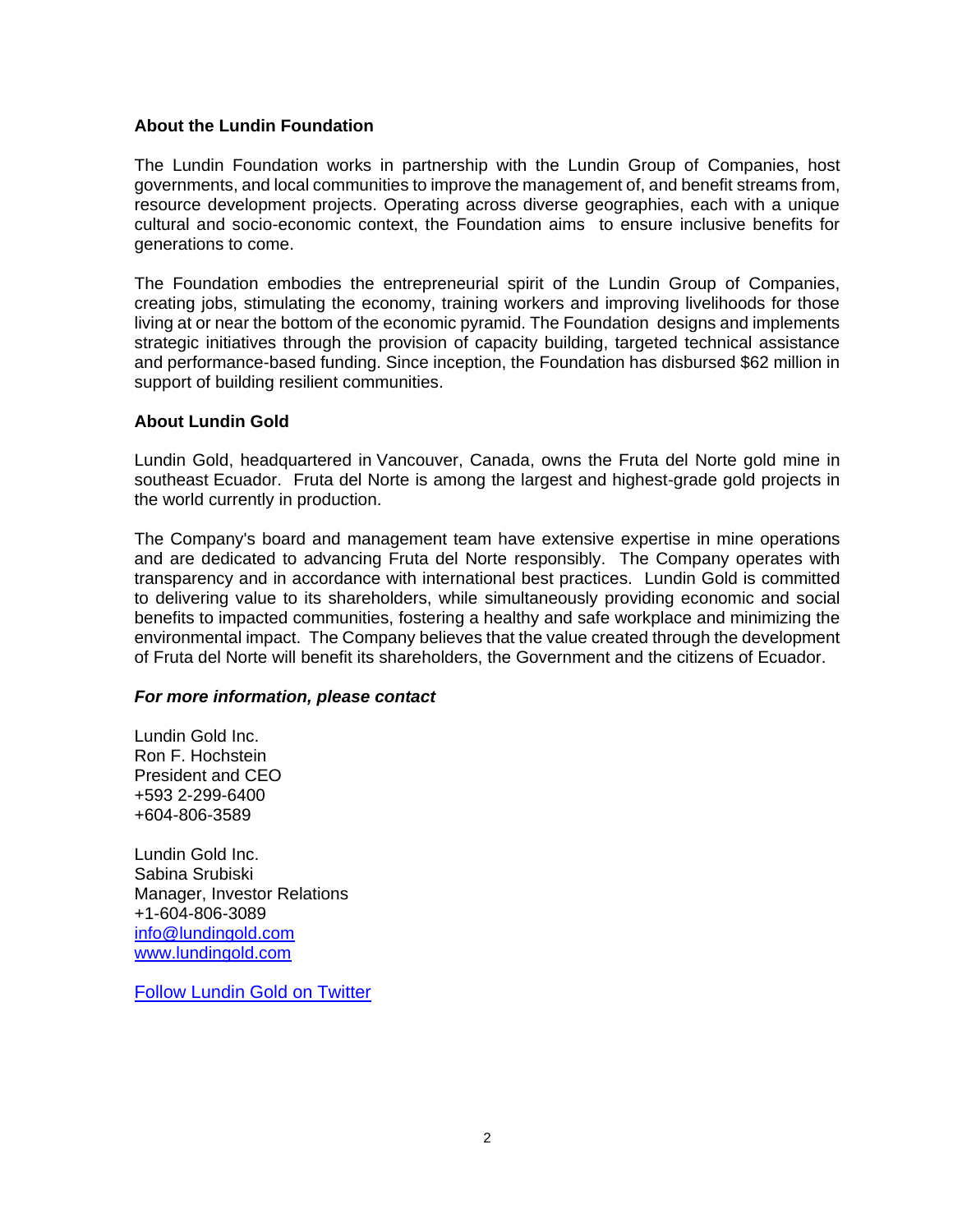## About the Lundin Foundation

The Lundin Foundation works in partnership with the Lundin Group of Companies, host governments, and local communities to improve the management of, and benefit streams from, resource development projects. Operating across diverse geographies, each with a unique cultural and socio-economic context, the Foundation aims to ensure inclusive benefits for generations to come.

The Foundation embodies the entrepreneurial spirit of the Lundin Group of Companies, creating jobs, stimulating the economy, training workers and improving livelihoods for those living at or near the bottom of the economic pyramid. The Foundation designs and implements strategic initiatives through the provision of capacity building, targeted technical assistance and performance-based funding. Since inception, the Foundation has disbursed $62 million in support of building resilient communities.

## About Lundin Gold

Lundin Gold, headquartered in Vancouver, Canada, owns the Fruta del Norte gold mine in southeast Ecuador. Fruta del Norte is among the largest and highest-grade gold projects in the world currently in production.

The Company's board and management team have extensive expertise in mine operations and are dedicated to advancing Fruta del Norte responsibly. The Company operates with transparency and in accordance with international best practices. Lundin Gold is committed to delivering value to its shareholders, while simultaneously providing economic and social benefits to impacted communities, fostering a healthy and safe workplace and minimizing the environmental impact. The Company believes that the value created through the development of Fruta del Norte will benefit its shareholders, the Government and the citizens of Ecuador.

***For more information, please contact***

Lundin Gold Inc.
Ron F. Hochstein
President and CEO
+593 2-299-6400
+604-806-3589

Lundin Gold Inc.
Sabina Srubiski
Manager, Investor Relations
+1-604-806-3089
info@lundingold.com
www.lundingold.com

Follow Lundin Gold on Twitter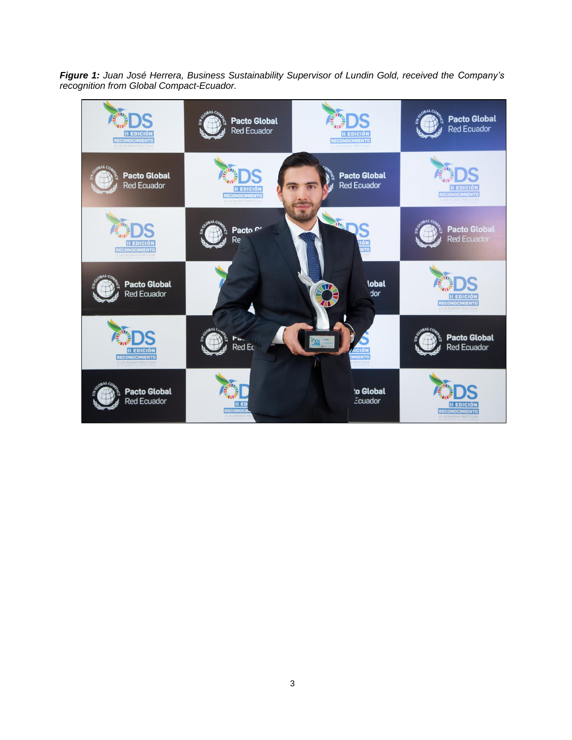***Figure 1:*** *Juan José Herrera, Business Sustainability Supervisor of Lundin Gold, received the Company's recognition from Global Compact-Ecuador.*